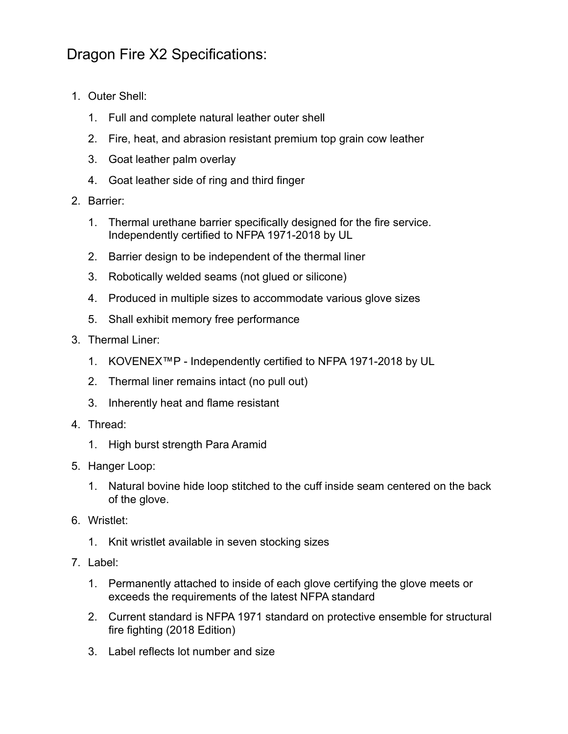# Dragon Fire X2 Specifications:

1. Outer Shell:
    1. Full and complete natural leather outer shell
    2. Fire, heat, and abrasion resistant premium top grain cow leather
    3. Goat leather palm overlay
    4. Goat leather side of ring and third finger
2. Barrier:
    1. Thermal urethane barrier specifically designed for the fire service. Independently certified to NFPA 1971-2018 by UL
    2. Barrier design to be independent of the thermal liner
    3. Robotically welded seams (not glued or silicone)
    4. Produced in multiple sizes to accommodate various glove sizes
    5. Shall exhibit memory free performance
3. Thermal Liner:
    1. KOVENEX™P - Independently certified to NFPA 1971-2018 by UL
    2. Thermal liner remains intact (no pull out)
    3. Inherently heat and flame resistant
4. Thread:
    1. High burst strength Para Aramid
5. Hanger Loop:
    1. Natural bovine hide loop stitched to the cuff inside seam centered on the back of the glove.
6. Wristlet:
    1. Knit wristlet available in seven stocking sizes
7. Label:
    1. Permanently attached to inside of each glove certifying the glove meets or exceeds the requirements of the latest NFPA standard
    2. Current standard is NFPA 1971 standard on protective ensemble for structural fire fighting (2018 Edition)
    3. Label reflects lot number and size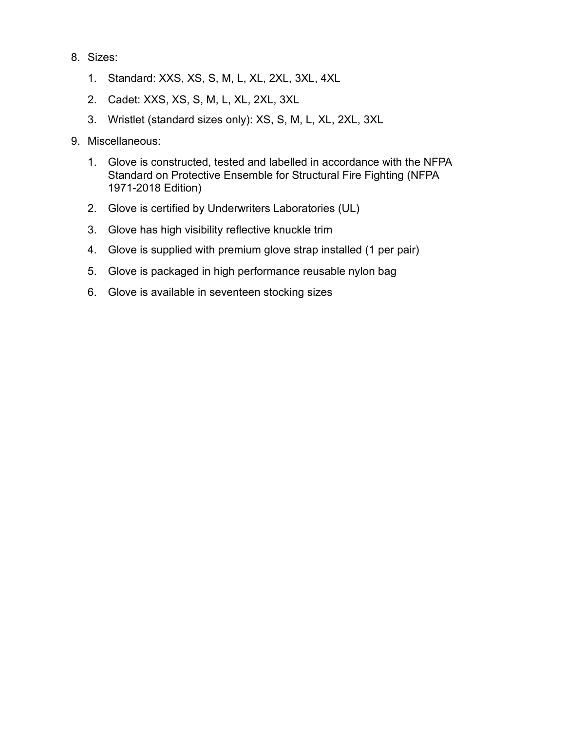8. Sizes:

    1. Standard: XXS, XS, S, M, L, XL, 2XL, 3XL, 4XL

    2. Cadet: XXS, XS, S, M, L, XL, 2XL, 3XL

    3. Wristlet (standard sizes only): XS, S, M, L, XL, 2XL, 3XL

9. Miscellaneous:

    1. Glove is constructed, tested and labelled in accordance with the NFPA Standard on Protective Ensemble for Structural Fire Fighting (NFPA 1971-2018 Edition)

    2. Glove is certified by Underwriters Laboratories (UL)

    3. Glove has high visibility reflective knuckle trim

    4. Glove is supplied with premium glove strap installed (1 per pair)

    5. Glove is packaged in high performance reusable nylon bag

    6. Glove is available in seventeen stocking sizes